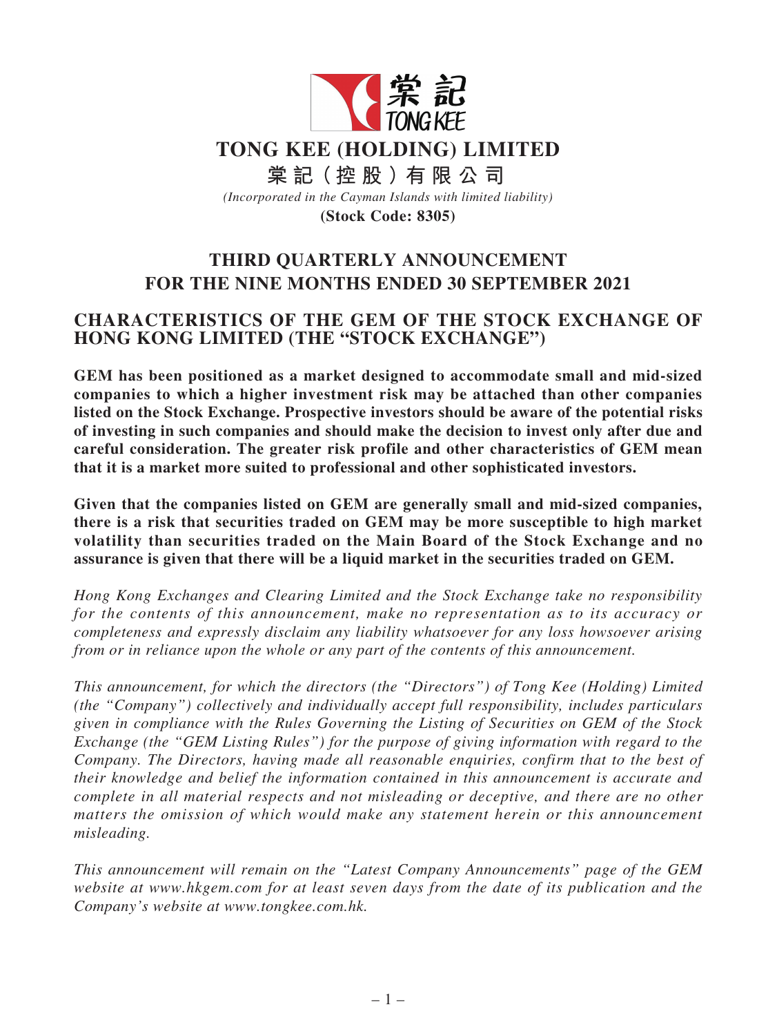# TONG KEE (HOLDING) LIMITED

# 棠記（控股）有限公司

*(Incorporated in the Cayman Islands with limited liability)*

**(Stock Code: 8305)**

## THIRD QUARTERLY ANNOUNCEMENT FOR THE NINE MONTHS ENDED 30 SEPTEMBER 2021

## CHARACTERISTICS OF THE GEM OF THE STOCK EXCHANGE OF HONG KONG LIMITED (THE "STOCK EXCHANGE")

**GEM has been positioned as a market designed to accommodate small and mid-sized companies to which a higher investment risk may be attached than other companies listed on the Stock Exchange. Prospective investors should be aware of the potential risks of investing in such companies and should make the decision to invest only after due and careful consideration. The greater risk profile and other characteristics of GEM mean that it is a market more suited to professional and other sophisticated investors.**

**Given that the companies listed on GEM are generally small and mid-sized companies, there is a risk that securities traded on GEM may be more susceptible to high market volatility than securities traded on the Main Board of the Stock Exchange and no assurance is given that there will be a liquid market in the securities traded on GEM.**

*Hong Kong Exchanges and Clearing Limited and the Stock Exchange take no responsibility for the contents of this announcement, make no representation as to its accuracy or completeness and expressly disclaim any liability whatsoever for any loss howsoever arising from or in reliance upon the whole or any part of the contents of this announcement.*

*This announcement, for which the directors (the "Directors") of Tong Kee (Holding) Limited (the "Company") collectively and individually accept full responsibility, includes particulars given in compliance with the Rules Governing the Listing of Securities on GEM of the Stock Exchange (the "GEM Listing Rules") for the purpose of giving information with regard to the Company. The Directors, having made all reasonable enquiries, confirm that to the best of their knowledge and belief the information contained in this announcement is accurate and complete in all material respects and not misleading or deceptive, and there are no other matters the omission of which would make any statement herein or this announcement misleading.*

*This announcement will remain on the "Latest Company Announcements" page of the GEM website at www.hkgem.com for at least seven days from the date of its publication and the Company's website at www.tongkee.com.hk.*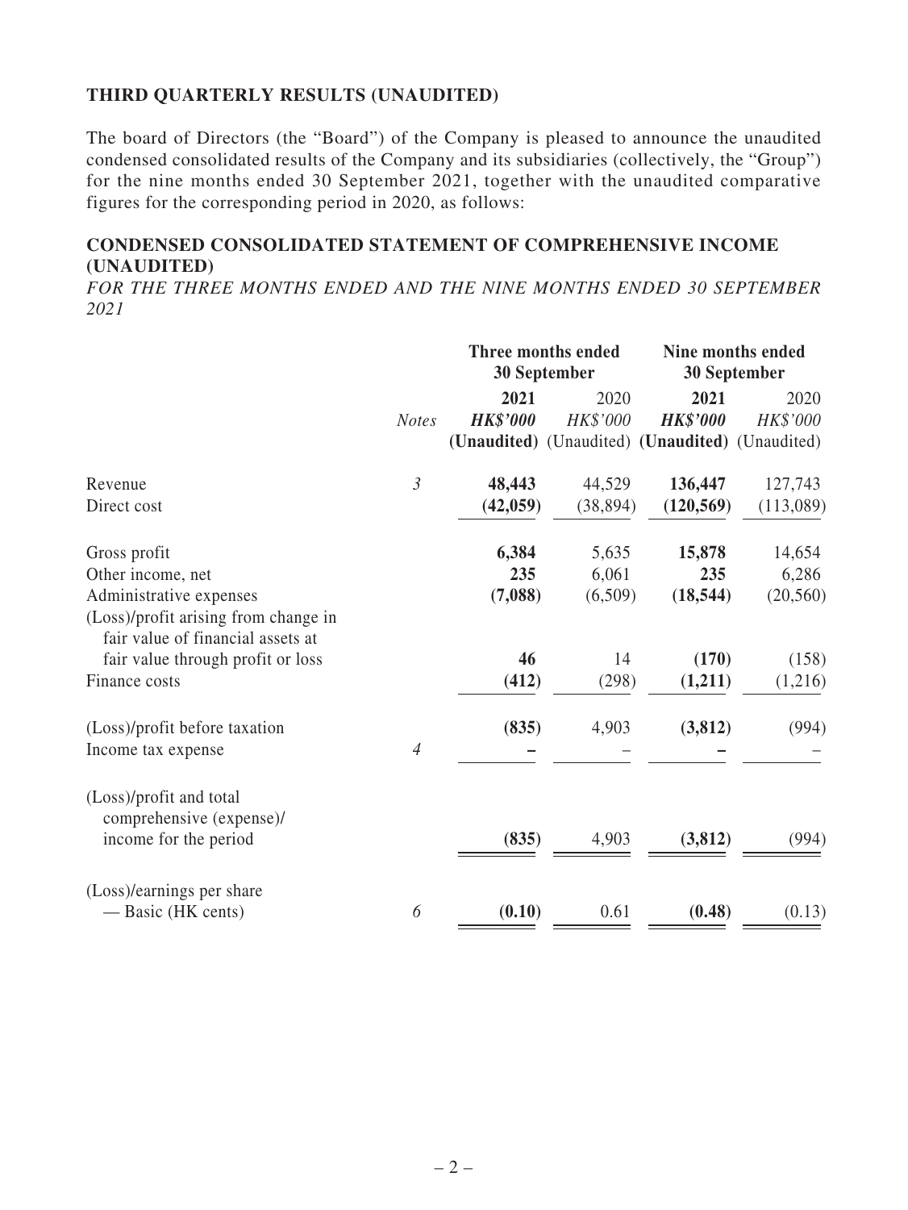## THIRD QUARTERLY RESULTS (UNAUDITED)

The board of Directors (the "Board") of the Company is pleased to announce the unaudited condensed consolidated results of the Company and its subsidiaries (collectively, the "Group") for the nine months ended 30 September 2021, together with the unaudited comparative figures for the corresponding period in 2020, as follows:

## CONDENSED CONSOLIDATED STATEMENT OF COMPREHENSIVE INCOME (UNAUDITED)

*FOR THE THREE MONTHS ENDED AND THE NINE MONTHS ENDED 30 SEPTEMBER 2021*

| | | Three months ended 30 September | | Nine months ended 30 September | |
|---|---|---|---|---|---|
| | *Notes* | **2021** | 2020 | **2021** | 2020 |
| | | ***HK$'000*** | *HK$'000* | ***HK$'000*** | *HK$'000* |
| | | **(Unaudited)** | (Unaudited) | **(Unaudited)** | (Unaudited) |
| Revenue | *3* | **48,443** | 44,529 | **136,447** | 127,743 |
| Direct cost | | **(42,059)** | (38,894) | **(120,569)** | (113,089) |
| Gross profit | | **6,384** | 5,635 | **15,878** | 14,654 |
| Other income, net | | **235** | 6,061 | **235** | 6,286 |
| Administrative expenses | | **(7,088)** | (6,509) | **(18,544)** | (20,560) |
| (Loss)/profit arising from change in fair value of financial assets at fair value through profit or loss | | **46** | 14 | **(170)** | (158) |
| Finance costs | | **(412)** | (298) | **(1,211)** | (1,216) |
| (Loss)/profit before taxation | | **(835)** | 4,903 | **(3,812)** | (994) |
| Income tax expense | *4* | **–** | – | **–** | – |
| (Loss)/profit and total comprehensive (expense)/ income for the period | | **(835)** | 4,903 | **(3,812)** | (994) |
| (Loss)/earnings per share — Basic (HK cents) | *6* | **(0.10)** | 0.61 | **(0.48)** | (0.13) |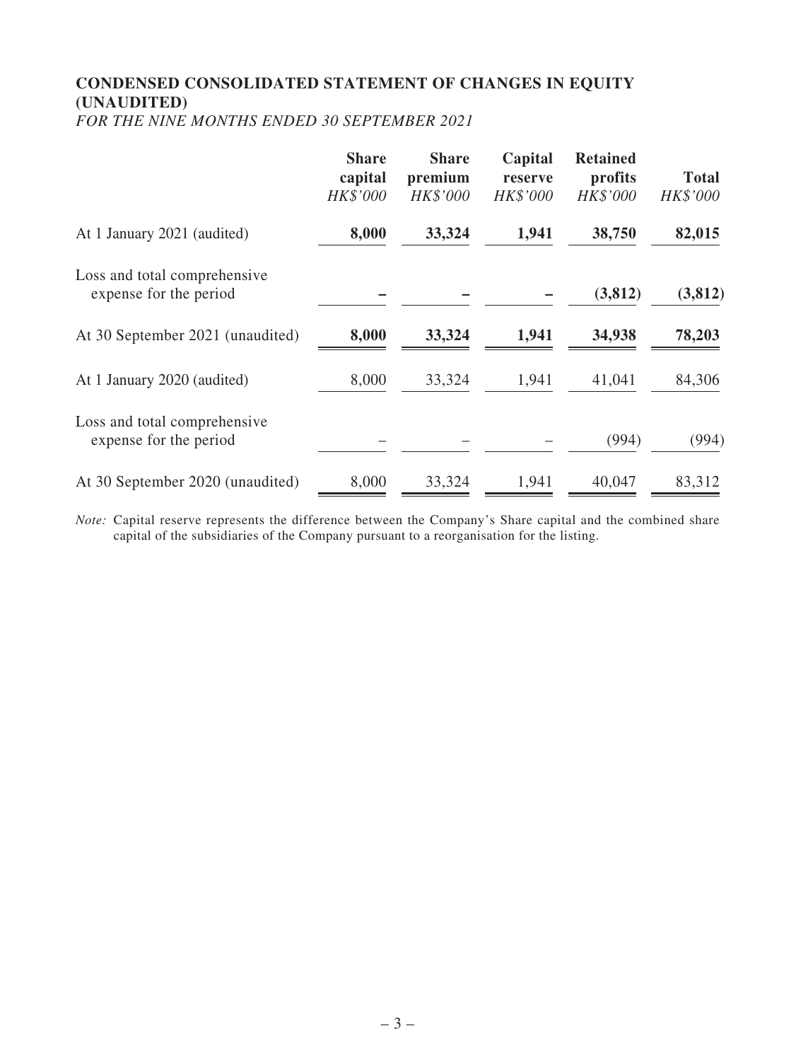## CONDENSED CONSOLIDATED STATEMENT OF CHANGES IN EQUITY (UNAUDITED)

*FOR THE NINE MONTHS ENDED 30 SEPTEMBER 2021*

| | Share capital *HK$'000* | Share premium *HK$'000* | Capital reserve *HK$'000* | Retained profits *HK$'000* | Total *HK$'000* |
|---|---|---|---|---|---|
| At 1 January 2021 (audited) | **8,000** | **33,324** | **1,941** | **38,750** | **82,015** |
| Loss and total comprehensive expense for the period | **–** | **–** | **–** | **(3,812)** | **(3,812)** |
| At 30 September 2021 (unaudited) | **8,000** | **33,324** | **1,941** | **34,938** | **78,203** |
| At 1 January 2020 (audited) | 8,000 | 33,324 | 1,941 | 41,041 | 84,306 |
| Loss and total comprehensive expense for the period | – | – | – | (994) | (994) |
| At 30 September 2020 (unaudited) | 8,000 | 33,324 | 1,941 | 40,047 | 83,312 |

*Note:* Capital reserve represents the difference between the Company's Share capital and the combined share capital of the subsidiaries of the Company pursuant to a reorganisation for the listing.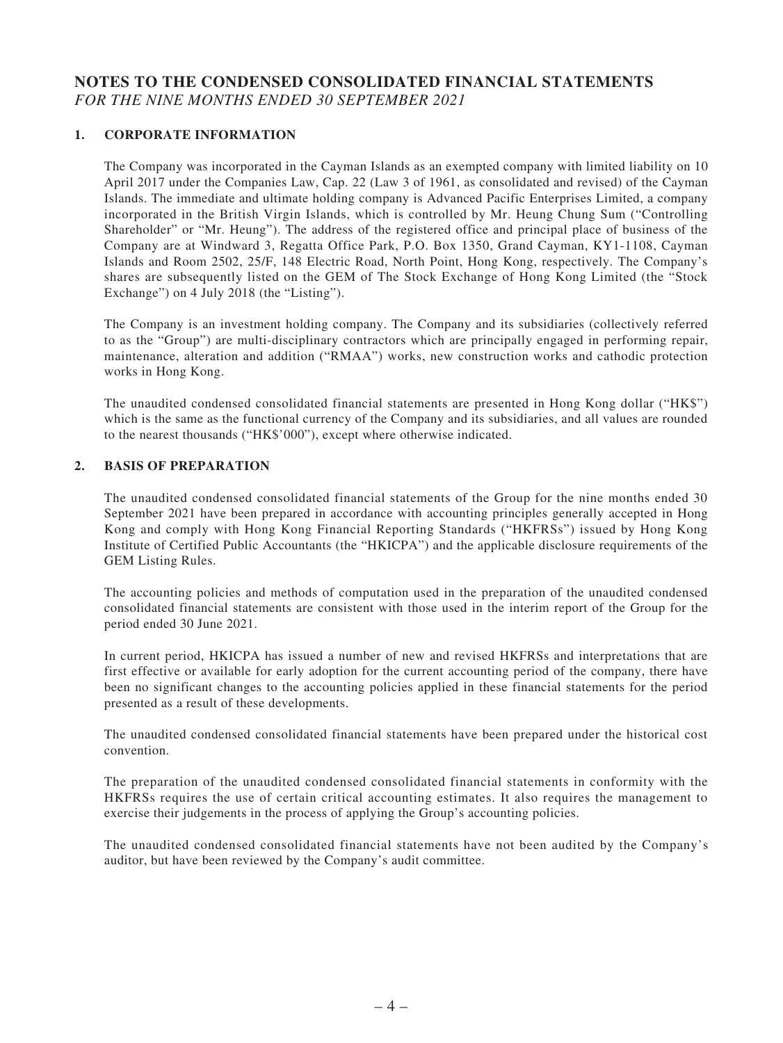# NOTES TO THE CONDENSED CONSOLIDATED FINANCIAL STATEMENTS

*FOR THE NINE MONTHS ENDED 30 SEPTEMBER 2021*

## 1. CORPORATE INFORMATION

The Company was incorporated in the Cayman Islands as an exempted company with limited liability on 10 April 2017 under the Companies Law, Cap. 22 (Law 3 of 1961, as consolidated and revised) of the Cayman Islands. The immediate and ultimate holding company is Advanced Pacific Enterprises Limited, a company incorporated in the British Virgin Islands, which is controlled by Mr. Heung Chung Sum ("Controlling Shareholder" or "Mr. Heung"). The address of the registered office and principal place of business of the Company are at Windward 3, Regatta Office Park, P.O. Box 1350, Grand Cayman, KY1-1108, Cayman Islands and Room 2502, 25/F, 148 Electric Road, North Point, Hong Kong, respectively. The Company's shares are subsequently listed on the GEM of The Stock Exchange of Hong Kong Limited (the "Stock Exchange") on 4 July 2018 (the "Listing").

The Company is an investment holding company. The Company and its subsidiaries (collectively referred to as the "Group") are multi-disciplinary contractors which are principally engaged in performing repair, maintenance, alteration and addition ("RMAA") works, new construction works and cathodic protection works in Hong Kong.

The unaudited condensed consolidated financial statements are presented in Hong Kong dollar ("HK$") which is the same as the functional currency of the Company and its subsidiaries, and all values are rounded to the nearest thousands ("HK$'000"), except where otherwise indicated.

## 2. BASIS OF PREPARATION

The unaudited condensed consolidated financial statements of the Group for the nine months ended 30 September 2021 have been prepared in accordance with accounting principles generally accepted in Hong Kong and comply with Hong Kong Financial Reporting Standards ("HKFRSs") issued by Hong Kong Institute of Certified Public Accountants (the "HKICPA") and the applicable disclosure requirements of the GEM Listing Rules.

The accounting policies and methods of computation used in the preparation of the unaudited condensed consolidated financial statements are consistent with those used in the interim report of the Group for the period ended 30 June 2021.

In current period, HKICPA has issued a number of new and revised HKFRSs and interpretations that are first effective or available for early adoption for the current accounting period of the company, there have been no significant changes to the accounting policies applied in these financial statements for the period presented as a result of these developments.

The unaudited condensed consolidated financial statements have been prepared under the historical cost convention.

The preparation of the unaudited condensed consolidated financial statements in conformity with the HKFRSs requires the use of certain critical accounting estimates. It also requires the management to exercise their judgements in the process of applying the Group's accounting policies.

The unaudited condensed consolidated financial statements have not been audited by the Company's auditor, but have been reviewed by the Company's audit committee.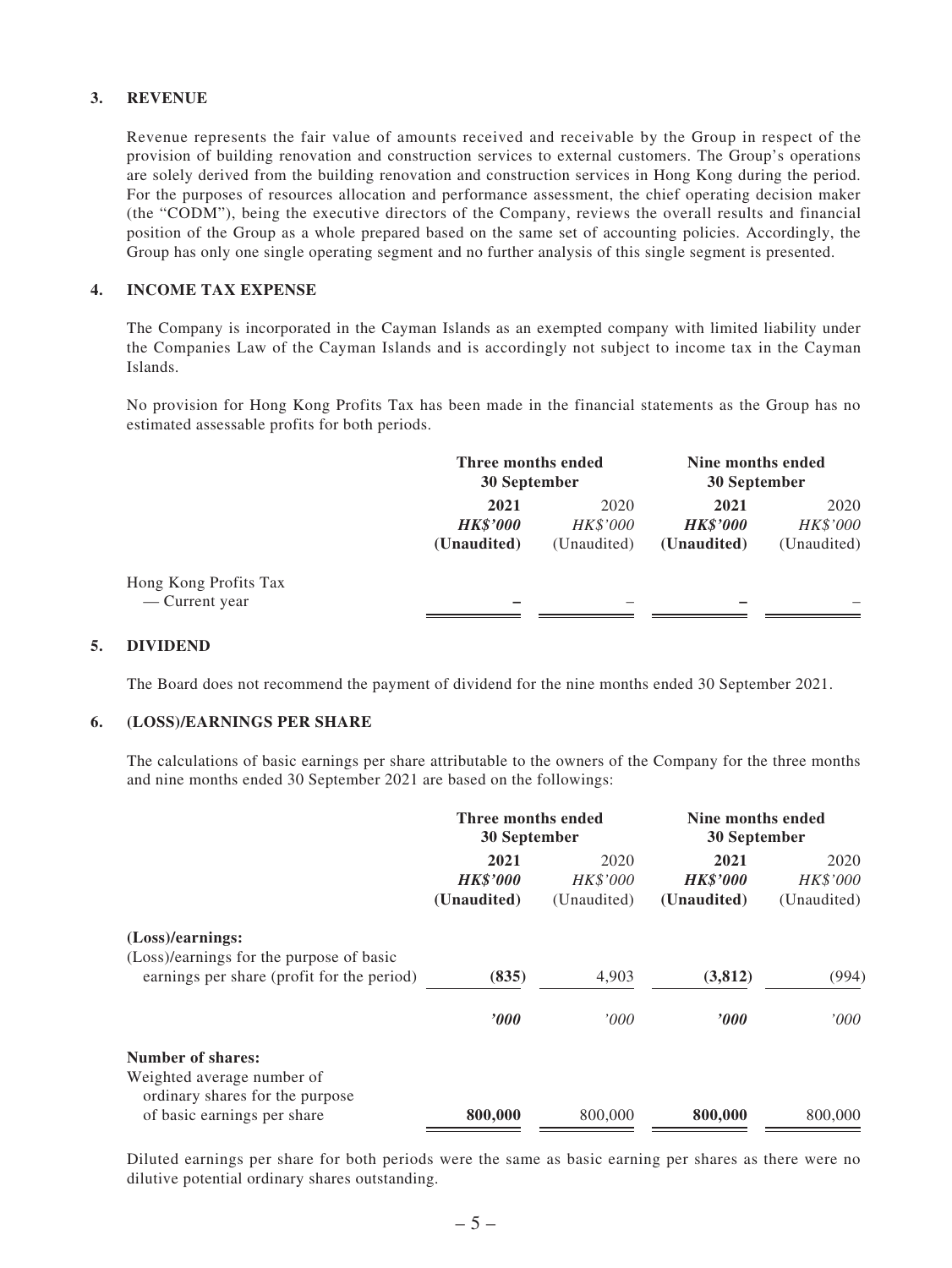## 3. REVENUE

Revenue represents the fair value of amounts received and receivable by the Group in respect of the provision of building renovation and construction services to external customers. The Group's operations are solely derived from the building renovation and construction services in Hong Kong during the period. For the purposes of resources allocation and performance assessment, the chief operating decision maker (the "CODM"), being the executive directors of the Company, reviews the overall results and financial position of the Group as a whole prepared based on the same set of accounting policies. Accordingly, the Group has only one single operating segment and no further analysis of this single segment is presented.

## 4. INCOME TAX EXPENSE

The Company is incorporated in the Cayman Islands as an exempted company with limited liability under the Companies Law of the Cayman Islands and is accordingly not subject to income tax in the Cayman Islands.

No provision for Hong Kong Profits Tax has been made in the financial statements as the Group has no estimated assessable profits for both periods.

| | Three months ended 30 September | | Nine months ended 30 September | |
|---|---|---|---|---|
| | **2021** | 2020 | **2021** | 2020 |
| | ***HK$'000*** | *HK$'000* | ***HK$'000*** | *HK$'000* |
| | **(Unaudited)** | (Unaudited) | **(Unaudited)** | (Unaudited) |
| Hong Kong Profits Tax | | | | |
| — Current year | **–** | – | **–** | – |

## 5. DIVIDEND

The Board does not recommend the payment of dividend for the nine months ended 30 September 2021.

## 6. (LOSS)/EARNINGS PER SHARE

The calculations of basic earnings per share attributable to the owners of the Company for the three months and nine months ended 30 September 2021 are based on the followings:

| | Three months ended 30 September | | Nine months ended 30 September | |
|---|---|---|---|---|
| | **2021** | 2020 | **2021** | 2020 |
| | ***HK$'000*** | *HK$'000* | ***HK$'000*** | *HK$'000* |
| | **(Unaudited)** | (Unaudited) | **(Unaudited)** | (Unaudited) |
| **(Loss)/earnings:** | | | | |
| (Loss)/earnings for the purpose of basic earnings per share (profit for the period) | **(835)** | 4,903 | **(3,812)** | (994) |
| | ***'000*** | *'000* | ***'000*** | *'000* |
| **Number of shares:** | | | | |
| Weighted average number of ordinary shares for the purpose of basic earnings per share | **800,000** | 800,000 | **800,000** | 800,000 |

Diluted earnings per share for both periods were the same as basic earning per shares as there were no dilutive potential ordinary shares outstanding.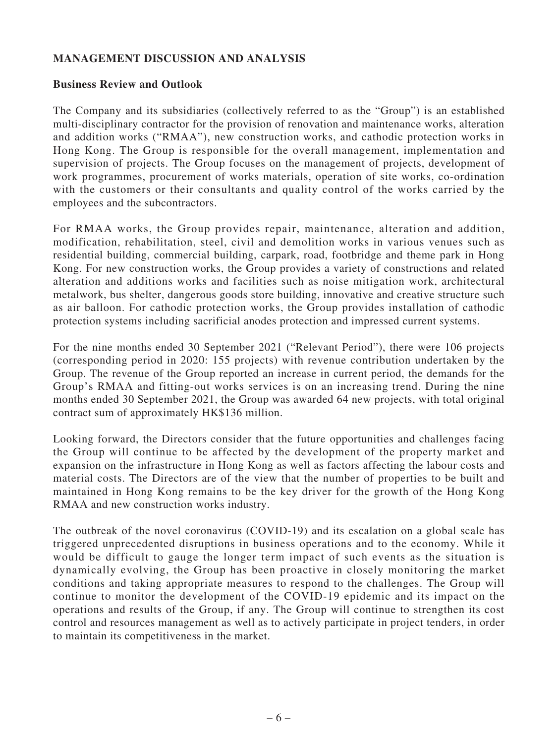## MANAGEMENT DISCUSSION AND ANALYSIS

### Business Review and Outlook

The Company and its subsidiaries (collectively referred to as the "Group") is an established multi-disciplinary contractor for the provision of renovation and maintenance works, alteration and addition works ("RMAA"), new construction works, and cathodic protection works in Hong Kong. The Group is responsible for the overall management, implementation and supervision of projects. The Group focuses on the management of projects, development of work programmes, procurement of works materials, operation of site works, co-ordination with the customers or their consultants and quality control of the works carried by the employees and the subcontractors.

For RMAA works, the Group provides repair, maintenance, alteration and addition, modification, rehabilitation, steel, civil and demolition works in various venues such as residential building, commercial building, carpark, road, footbridge and theme park in Hong Kong. For new construction works, the Group provides a variety of constructions and related alteration and additions works and facilities such as noise mitigation work, architectural metalwork, bus shelter, dangerous goods store building, innovative and creative structure such as air balloon. For cathodic protection works, the Group provides installation of cathodic protection systems including sacrificial anodes protection and impressed current systems.

For the nine months ended 30 September 2021 ("Relevant Period"), there were 106 projects (corresponding period in 2020: 155 projects) with revenue contribution undertaken by the Group. The revenue of the Group reported an increase in current period, the demands for the Group's RMAA and fitting-out works services is on an increasing trend. During the nine months ended 30 September 2021, the Group was awarded 64 new projects, with total original contract sum of approximately HK$136 million.

Looking forward, the Directors consider that the future opportunities and challenges facing the Group will continue to be affected by the development of the property market and expansion on the infrastructure in Hong Kong as well as factors affecting the labour costs and material costs. The Directors are of the view that the number of properties to be built and maintained in Hong Kong remains to be the key driver for the growth of the Hong Kong RMAA and new construction works industry.

The outbreak of the novel coronavirus (COVID-19) and its escalation on a global scale has triggered unprecedented disruptions in business operations and to the economy. While it would be difficult to gauge the longer term impact of such events as the situation is dynamically evolving, the Group has been proactive in closely monitoring the market conditions and taking appropriate measures to respond to the challenges. The Group will continue to monitor the development of the COVID-19 epidemic and its impact on the operations and results of the Group, if any. The Group will continue to strengthen its cost control and resources management as well as to actively participate in project tenders, in order to maintain its competitiveness in the market.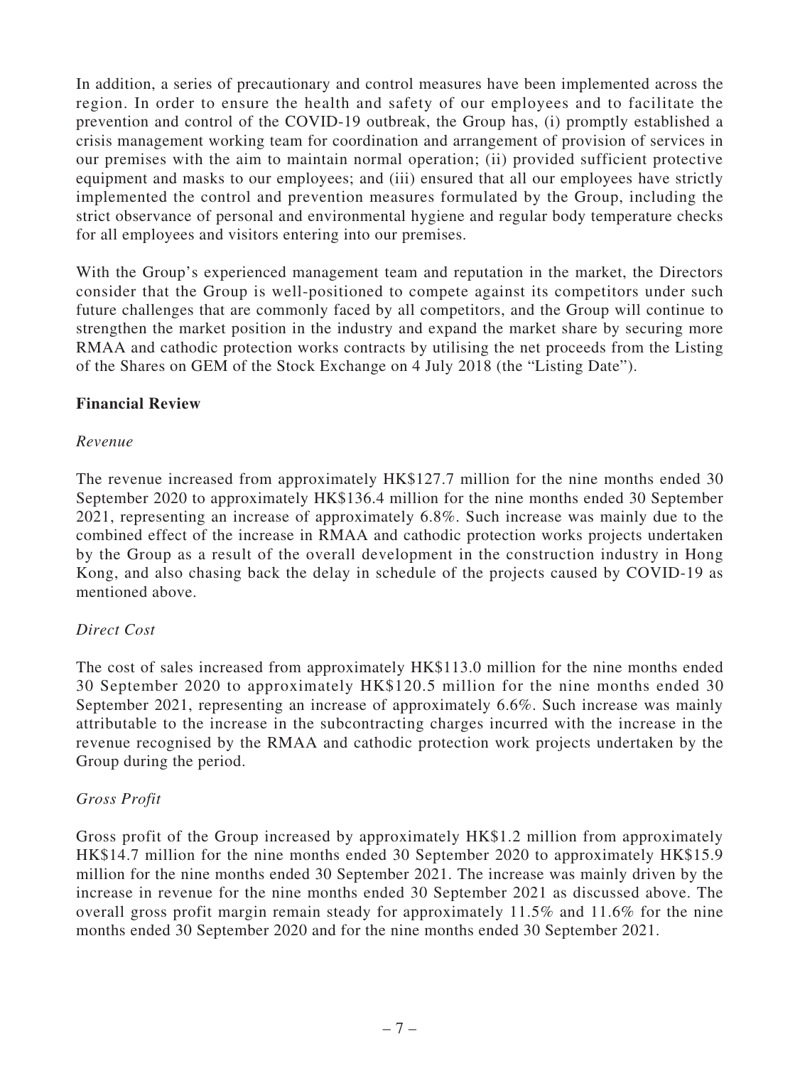In addition, a series of precautionary and control measures have been implemented across the region. In order to ensure the health and safety of our employees and to facilitate the prevention and control of the COVID-19 outbreak, the Group has, (i) promptly established a crisis management working team for coordination and arrangement of provision of services in our premises with the aim to maintain normal operation; (ii) provided sufficient protective equipment and masks to our employees; and (iii) ensured that all our employees have strictly implemented the control and prevention measures formulated by the Group, including the strict observance of personal and environmental hygiene and regular body temperature checks for all employees and visitors entering into our premises.

With the Group's experienced management team and reputation in the market, the Directors consider that the Group is well-positioned to compete against its competitors under such future challenges that are commonly faced by all competitors, and the Group will continue to strengthen the market position in the industry and expand the market share by securing more RMAA and cathodic protection works contracts by utilising the net proceeds from the Listing of the Shares on GEM of the Stock Exchange on 4 July 2018 (the "Listing Date").

**Financial Review**

*Revenue*

The revenue increased from approximately HK$127.7 million for the nine months ended 30 September 2020 to approximately HK$136.4 million for the nine months ended 30 September 2021, representing an increase of approximately 6.8%. Such increase was mainly due to the combined effect of the increase in RMAA and cathodic protection works projects undertaken by the Group as a result of the overall development in the construction industry in Hong Kong, and also chasing back the delay in schedule of the projects caused by COVID-19 as mentioned above.

*Direct Cost*

The cost of sales increased from approximately HK$113.0 million for the nine months ended 30 September 2020 to approximately HK$120.5 million for the nine months ended 30 September 2021, representing an increase of approximately 6.6%. Such increase was mainly attributable to the increase in the subcontracting charges incurred with the increase in the revenue recognised by the RMAA and cathodic protection work projects undertaken by the Group during the period.

*Gross Profit*

Gross profit of the Group increased by approximately HK$1.2 million from approximately HK$14.7 million for the nine months ended 30 September 2020 to approximately HK$15.9 million for the nine months ended 30 September 2021. The increase was mainly driven by the increase in revenue for the nine months ended 30 September 2021 as discussed above. The overall gross profit margin remain steady for approximately 11.5% and 11.6% for the nine months ended 30 September 2020 and for the nine months ended 30 September 2021.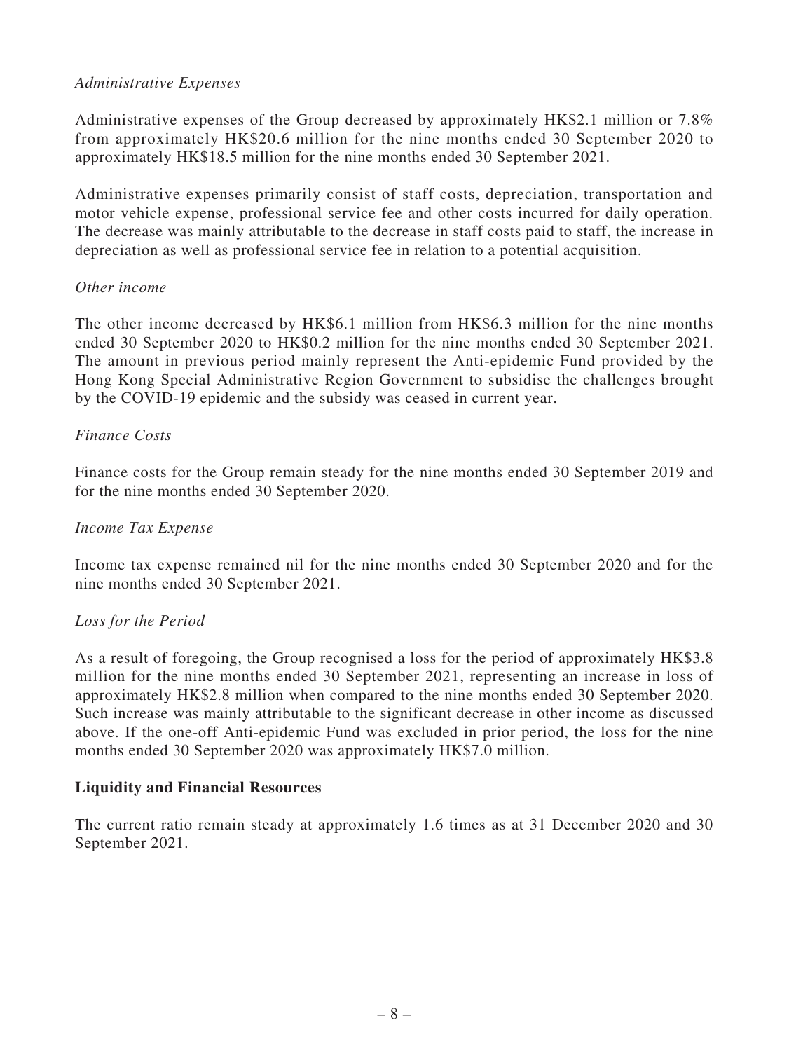*Administrative Expenses*

Administrative expenses of the Group decreased by approximately HK$2.1 million or 7.8% from approximately HK$20.6 million for the nine months ended 30 September 2020 to approximately HK$18.5 million for the nine months ended 30 September 2021.

Administrative expenses primarily consist of staff costs, depreciation, transportation and motor vehicle expense, professional service fee and other costs incurred for daily operation. The decrease was mainly attributable to the decrease in staff costs paid to staff, the increase in depreciation as well as professional service fee in relation to a potential acquisition.

*Other income*

The other income decreased by HK$6.1 million from HK$6.3 million for the nine months ended 30 September 2020 to HK$0.2 million for the nine months ended 30 September 2021. The amount in previous period mainly represent the Anti-epidemic Fund provided by the Hong Kong Special Administrative Region Government to subsidise the challenges brought by the COVID-19 epidemic and the subsidy was ceased in current year.

*Finance Costs*

Finance costs for the Group remain steady for the nine months ended 30 September 2019 and for the nine months ended 30 September 2020.

*Income Tax Expense*

Income tax expense remained nil for the nine months ended 30 September 2020 and for the nine months ended 30 September 2021.

*Loss for the Period*

As a result of foregoing, the Group recognised a loss for the period of approximately HK$3.8 million for the nine months ended 30 September 2021, representing an increase in loss of approximately HK$2.8 million when compared to the nine months ended 30 September 2020. Such increase was mainly attributable to the significant decrease in other income as discussed above. If the one-off Anti-epidemic Fund was excluded in prior period, the loss for the nine months ended 30 September 2020 was approximately HK$7.0 million.

**Liquidity and Financial Resources**

The current ratio remain steady at approximately 1.6 times as at 31 December 2020 and 30 September 2021.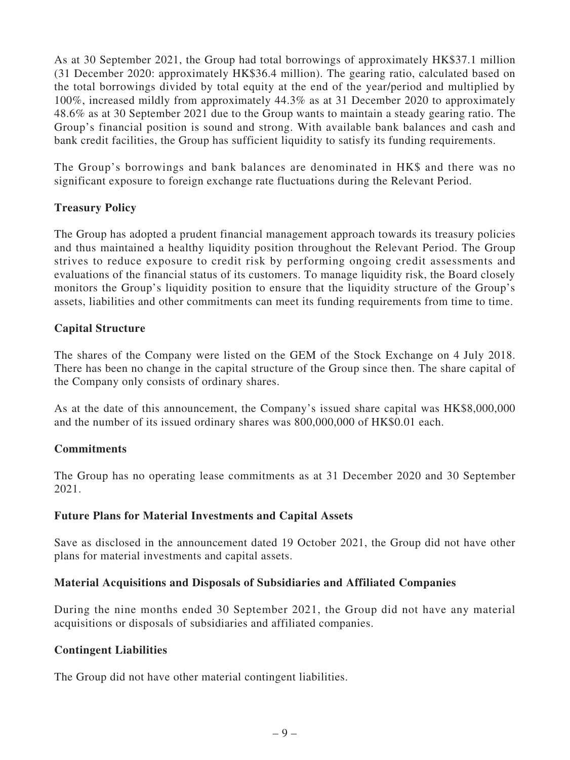As at 30 September 2021, the Group had total borrowings of approximately HK$37.1 million (31 December 2020: approximately HK$36.4 million). The gearing ratio, calculated based on the total borrowings divided by total equity at the end of the year/period and multiplied by 100%, increased mildly from approximately 44.3% as at 31 December 2020 to approximately 48.6% as at 30 September 2021 due to the Group wants to maintain a steady gearing ratio. The Group's financial position is sound and strong. With available bank balances and cash and bank credit facilities, the Group has sufficient liquidity to satisfy its funding requirements.

The Group's borrowings and bank balances are denominated in HK$ and there was no significant exposure to foreign exchange rate fluctuations during the Relevant Period.

### Treasury Policy

The Group has adopted a prudent financial management approach towards its treasury policies and thus maintained a healthy liquidity position throughout the Relevant Period. The Group strives to reduce exposure to credit risk by performing ongoing credit assessments and evaluations of the financial status of its customers. To manage liquidity risk, the Board closely monitors the Group's liquidity position to ensure that the liquidity structure of the Group's assets, liabilities and other commitments can meet its funding requirements from time to time.

### Capital Structure

The shares of the Company were listed on the GEM of the Stock Exchange on 4 July 2018. There has been no change in the capital structure of the Group since then. The share capital of the Company only consists of ordinary shares.

As at the date of this announcement, the Company's issued share capital was HK$8,000,000 and the number of its issued ordinary shares was 800,000,000 of HK$0.01 each.

### Commitments

The Group has no operating lease commitments as at 31 December 2020 and 30 September 2021.

### Future Plans for Material Investments and Capital Assets

Save as disclosed in the announcement dated 19 October 2021, the Group did not have other plans for material investments and capital assets.

### Material Acquisitions and Disposals of Subsidiaries and Affiliated Companies

During the nine months ended 30 September 2021, the Group did not have any material acquisitions or disposals of subsidiaries and affiliated companies.

### Contingent Liabilities

The Group did not have other material contingent liabilities.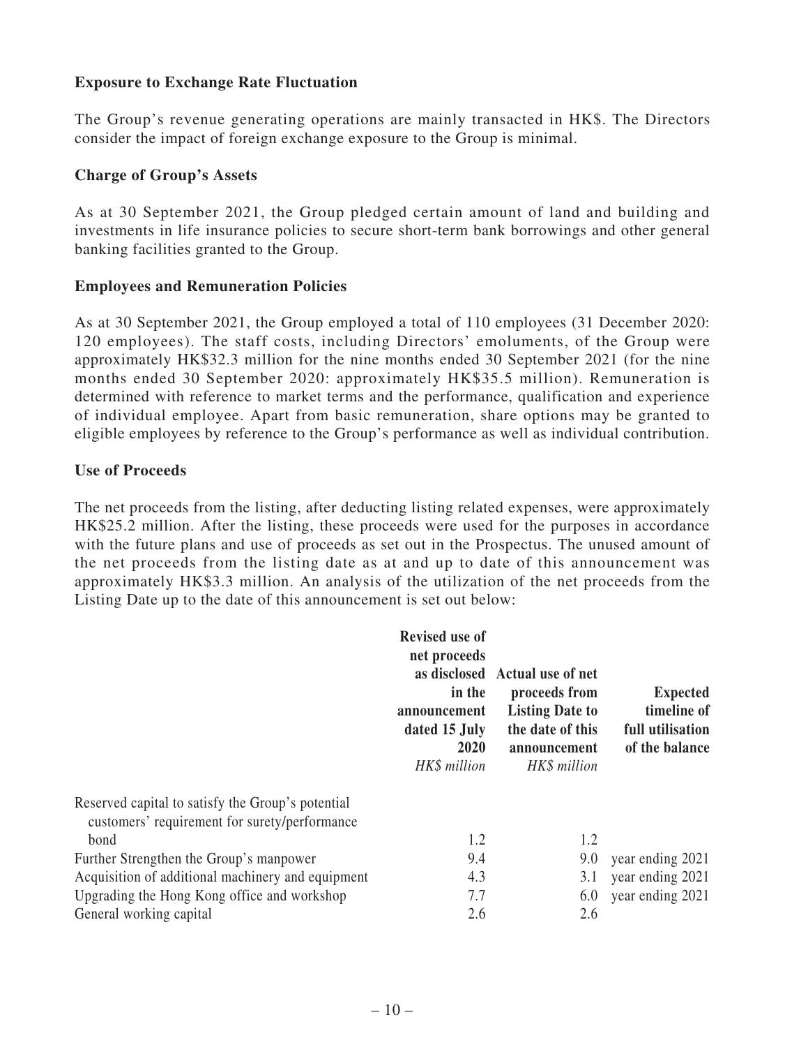**Exposure to Exchange Rate Fluctuation**

The Group's revenue generating operations are mainly transacted in HK$. The Directors consider the impact of foreign exchange exposure to the Group is minimal.

**Charge of Group's Assets**

As at 30 September 2021, the Group pledged certain amount of land and building and investments in life insurance policies to secure short-term bank borrowings and other general banking facilities granted to the Group.

**Employees and Remuneration Policies**

As at 30 September 2021, the Group employed a total of 110 employees (31 December 2020: 120 employees). The staff costs, including Directors' emoluments, of the Group were approximately HK$32.3 million for the nine months ended 30 September 2021 (for the nine months ended 30 September 2020: approximately HK$35.5 million). Remuneration is determined with reference to market terms and the performance, qualification and experience of individual employee. Apart from basic remuneration, share options may be granted to eligible employees by reference to the Group's performance as well as individual contribution.

**Use of Proceeds**

The net proceeds from the listing, after deducting listing related expenses, were approximately HK$25.2 million. After the listing, these proceeds were used for the purposes in accordance with the future plans and use of proceeds as set out in the Prospectus. The unused amount of the net proceeds from the listing date as at and up to date of this announcement was approximately HK$3.3 million. An analysis of the utilization of the net proceeds from the Listing Date up to the date of this announcement is set out below:

| | **Revised use of net proceeds as disclosed in the announcement dated 15 July 2020** *HK$ million* | **Actual use of net proceeds from Listing Date to the date of this announcement** *HK$ million* | **Expected timeline of full utilisation of the balance** |
|---|---|---|---|
| Reserved capital to satisfy the Group's potential customers' requirement for surety/performance bond | 1.2 | 1.2 | |
| Further Strengthen the Group's manpower | 9.4 | 9.0 | year ending 2021 |
| Acquisition of additional machinery and equipment | 4.3 | 3.1 | year ending 2021 |
| Upgrading the Hong Kong office and workshop | 7.7 | 6.0 | year ending 2021 |
| General working capital | 2.6 | 2.6 | |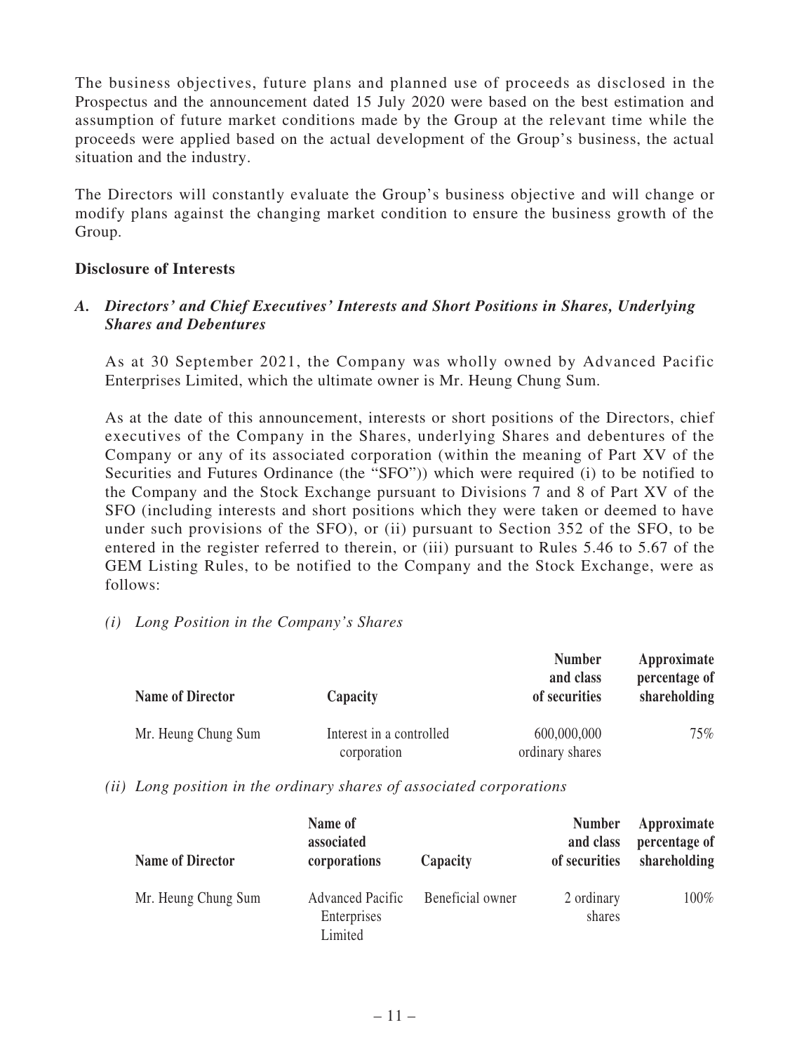The business objectives, future plans and planned use of proceeds as disclosed in the Prospectus and the announcement dated 15 July 2020 were based on the best estimation and assumption of future market conditions made by the Group at the relevant time while the proceeds were applied based on the actual development of the Group's business, the actual situation and the industry.

The Directors will constantly evaluate the Group's business objective and will change or modify plans against the changing market condition to ensure the business growth of the Group.

**Disclosure of Interests**

***A. Directors' and Chief Executives' Interests and Short Positions in Shares, Underlying Shares and Debentures***

As at 30 September 2021, the Company was wholly owned by Advanced Pacific Enterprises Limited, which the ultimate owner is Mr. Heung Chung Sum.

As at the date of this announcement, interests or short positions of the Directors, chief executives of the Company in the Shares, underlying Shares and debentures of the Company or any of its associated corporation (within the meaning of Part XV of the Securities and Futures Ordinance (the "SFO")) which were required (i) to be notified to the Company and the Stock Exchange pursuant to Divisions 7 and 8 of Part XV of the SFO (including interests and short positions which they were taken or deemed to have under such provisions of the SFO), or (ii) pursuant to Section 352 of the SFO, to be entered in the register referred to therein, or (iii) pursuant to Rules 5.46 to 5.67 of the GEM Listing Rules, to be notified to the Company and the Stock Exchange, were as follows:

*(i) Long Position in the Company's Shares*

| Name of Director | Capacity | Number and class of securities | Approximate percentage of shareholding |
|---|---|---|---|
| Mr. Heung Chung Sum | Interest in a controlled corporation | 600,000,000 ordinary shares | 75% |

*(ii) Long position in the ordinary shares of associated corporations*

| Name of Director | Name of associated corporations | Capacity | Number and class of securities | Approximate percentage of shareholding |
|---|---|---|---|---|
| Mr. Heung Chung Sum | Advanced Pacific Enterprises Limited | Beneficial owner | 2 ordinary shares | 100% |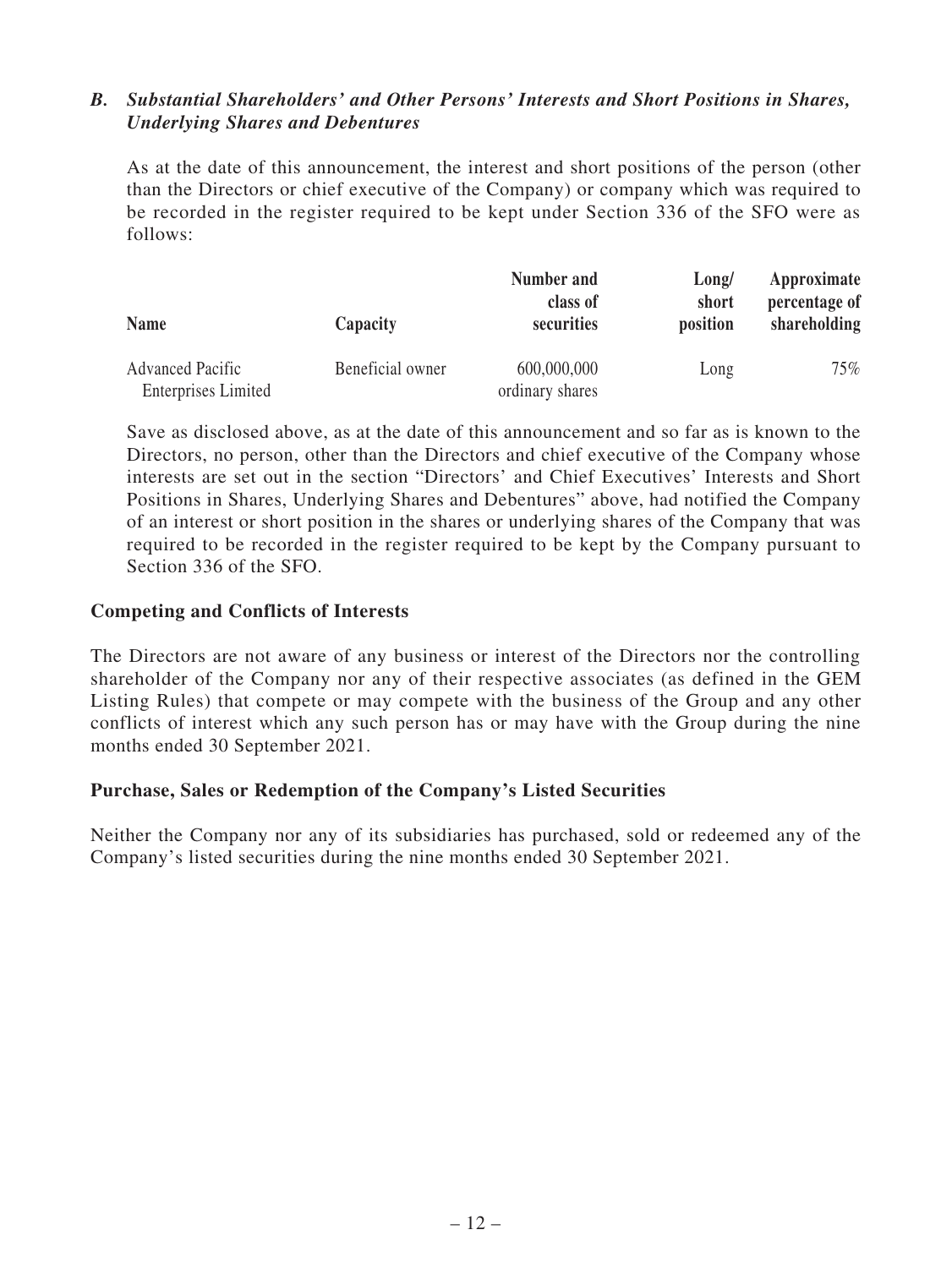### *B. Substantial Shareholders' and Other Persons' Interests and Short Positions in Shares, Underlying Shares and Debentures*

As at the date of this announcement, the interest and short positions of the person (other than the Directors or chief executive of the Company) or company which was required to be recorded in the register required to be kept under Section 336 of the SFO were as follows:

| Name | Capacity | Number and class of securities | Long/ short position | Approximate percentage of shareholding |
|---|---|---|---|---|
| Advanced Pacific Enterprises Limited | Beneficial owner | 600,000,000 ordinary shares | Long | 75% |

Save as disclosed above, as at the date of this announcement and so far as is known to the Directors, no person, other than the Directors and chief executive of the Company whose interests are set out in the section "Directors' and Chief Executives' Interests and Short Positions in Shares, Underlying Shares and Debentures" above, had notified the Company of an interest or short position in the shares or underlying shares of the Company that was required to be recorded in the register required to be kept by the Company pursuant to Section 336 of the SFO.

## Competing and Conflicts of Interests

The Directors are not aware of any business or interest of the Directors nor the controlling shareholder of the Company nor any of their respective associates (as defined in the GEM Listing Rules) that compete or may compete with the business of the Group and any other conflicts of interest which any such person has or may have with the Group during the nine months ended 30 September 2021.

## Purchase, Sales or Redemption of the Company's Listed Securities

Neither the Company nor any of its subsidiaries has purchased, sold or redeemed any of the Company's listed securities during the nine months ended 30 September 2021.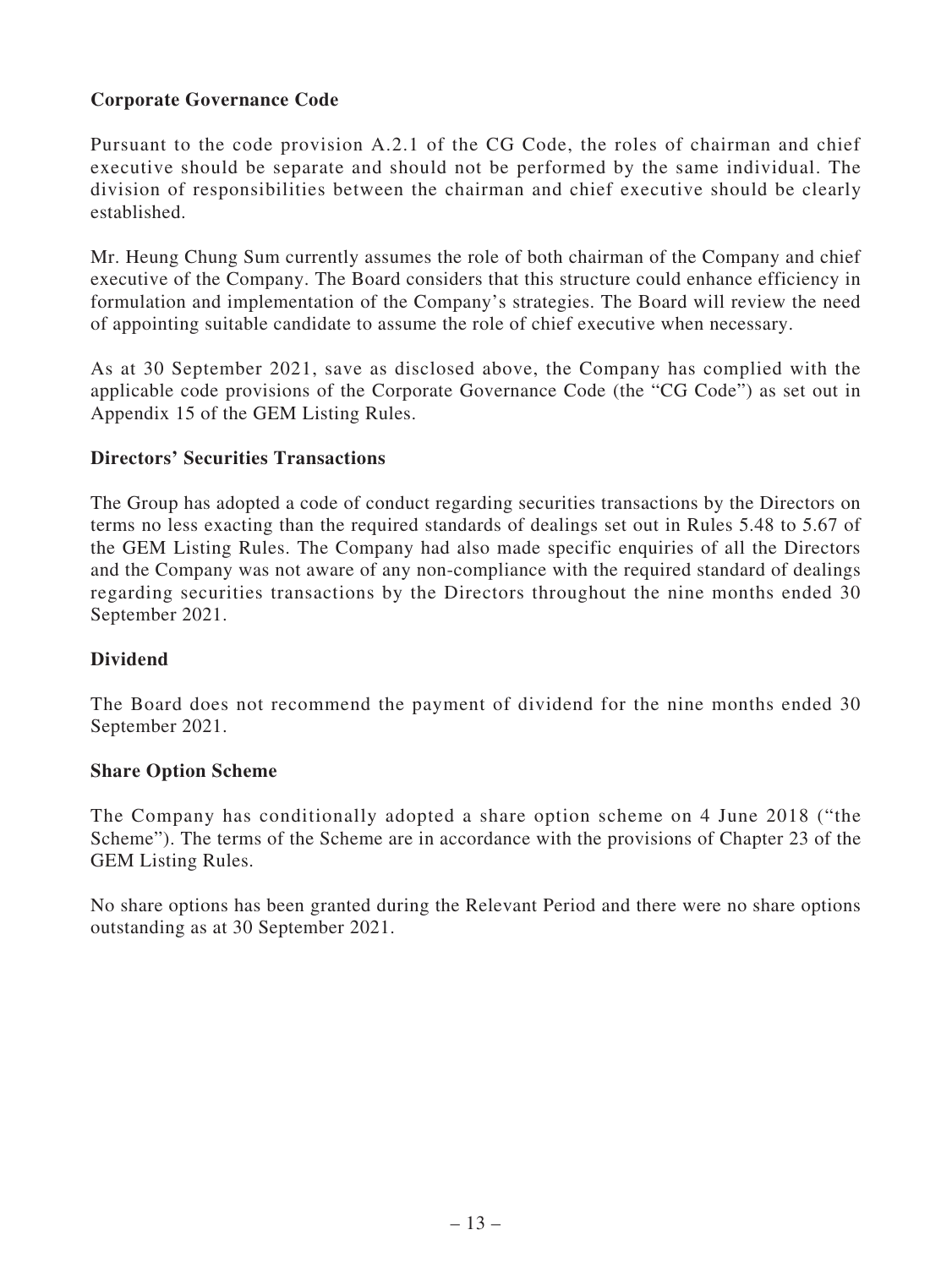**Corporate Governance Code**

Pursuant to the code provision A.2.1 of the CG Code, the roles of chairman and chief executive should be separate and should not be performed by the same individual. The division of responsibilities between the chairman and chief executive should be clearly established.

Mr. Heung Chung Sum currently assumes the role of both chairman of the Company and chief executive of the Company. The Board considers that this structure could enhance efficiency in formulation and implementation of the Company's strategies. The Board will review the need of appointing suitable candidate to assume the role of chief executive when necessary.

As at 30 September 2021, save as disclosed above, the Company has complied with the applicable code provisions of the Corporate Governance Code (the "CG Code") as set out in Appendix 15 of the GEM Listing Rules.

**Directors' Securities Transactions**

The Group has adopted a code of conduct regarding securities transactions by the Directors on terms no less exacting than the required standards of dealings set out in Rules 5.48 to 5.67 of the GEM Listing Rules. The Company had also made specific enquiries of all the Directors and the Company was not aware of any non-compliance with the required standard of dealings regarding securities transactions by the Directors throughout the nine months ended 30 September 2021.

**Dividend**

The Board does not recommend the payment of dividend for the nine months ended 30 September 2021.

**Share Option Scheme**

The Company has conditionally adopted a share option scheme on 4 June 2018 ("the Scheme"). The terms of the Scheme are in accordance with the provisions of Chapter 23 of the GEM Listing Rules.

No share options has been granted during the Relevant Period and there were no share options outstanding as at 30 September 2021.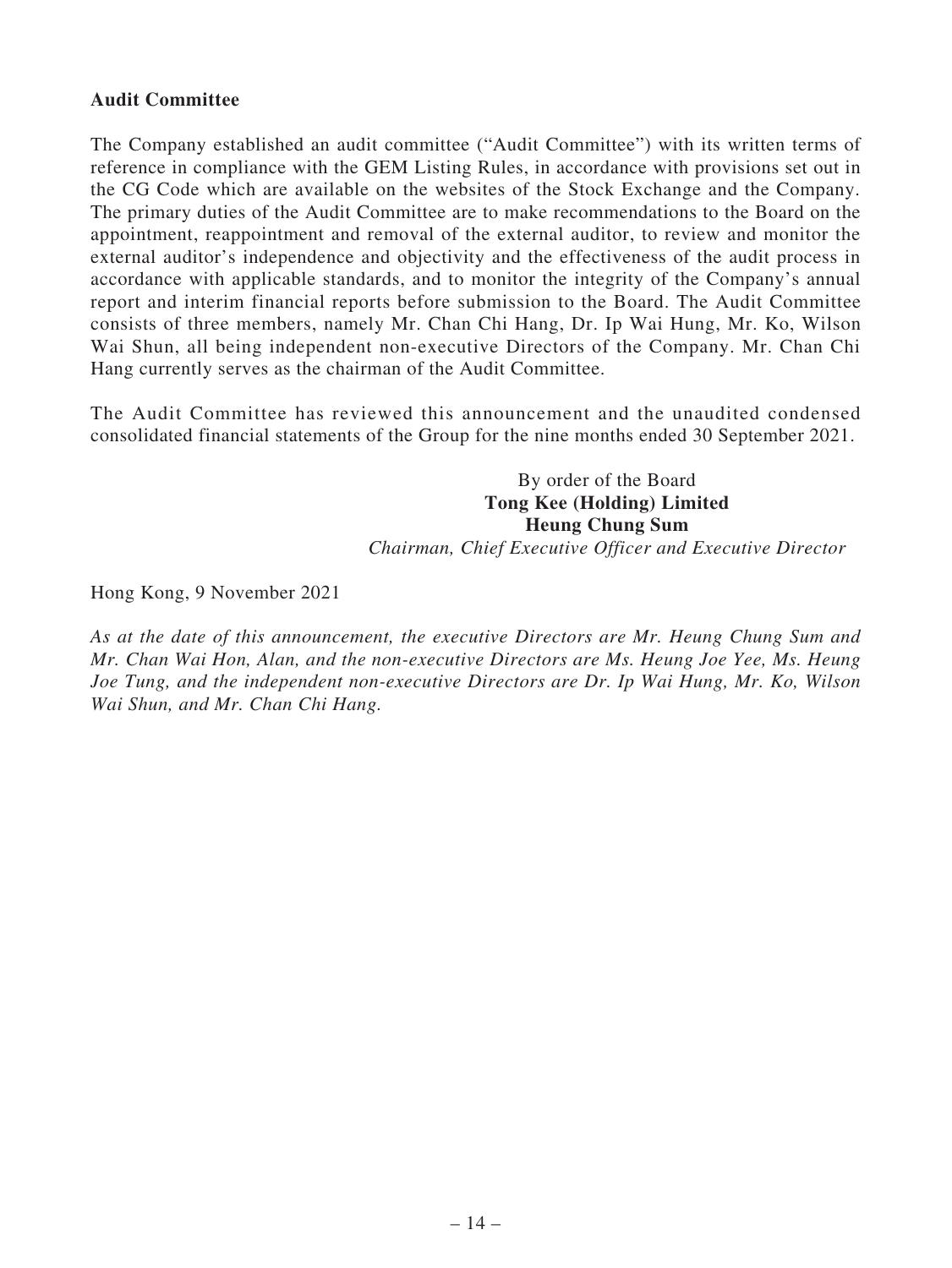**Audit Committee**

The Company established an audit committee ("Audit Committee") with its written terms of reference in compliance with the GEM Listing Rules, in accordance with provisions set out in the CG Code which are available on the websites of the Stock Exchange and the Company. The primary duties of the Audit Committee are to make recommendations to the Board on the appointment, reappointment and removal of the external auditor, to review and monitor the external auditor's independence and objectivity and the effectiveness of the audit process in accordance with applicable standards, and to monitor the integrity of the Company's annual report and interim financial reports before submission to the Board. The Audit Committee consists of three members, namely Mr. Chan Chi Hang, Dr. Ip Wai Hung, Mr. Ko, Wilson Wai Shun, all being independent non-executive Directors of the Company. Mr. Chan Chi Hang currently serves as the chairman of the Audit Committee.

The Audit Committee has reviewed this announcement and the unaudited condensed consolidated financial statements of the Group for the nine months ended 30 September 2021.

By order of the Board
**Tong Kee (Holding) Limited**
**Heung Chung Sum**
*Chairman, Chief Executive Officer and Executive Director*

Hong Kong, 9 November 2021

*As at the date of this announcement, the executive Directors are Mr. Heung Chung Sum and Mr. Chan Wai Hon, Alan, and the non-executive Directors are Ms. Heung Joe Yee, Ms. Heung Joe Tung, and the independent non-executive Directors are Dr. Ip Wai Hung, Mr. Ko, Wilson Wai Shun, and Mr. Chan Chi Hang.*